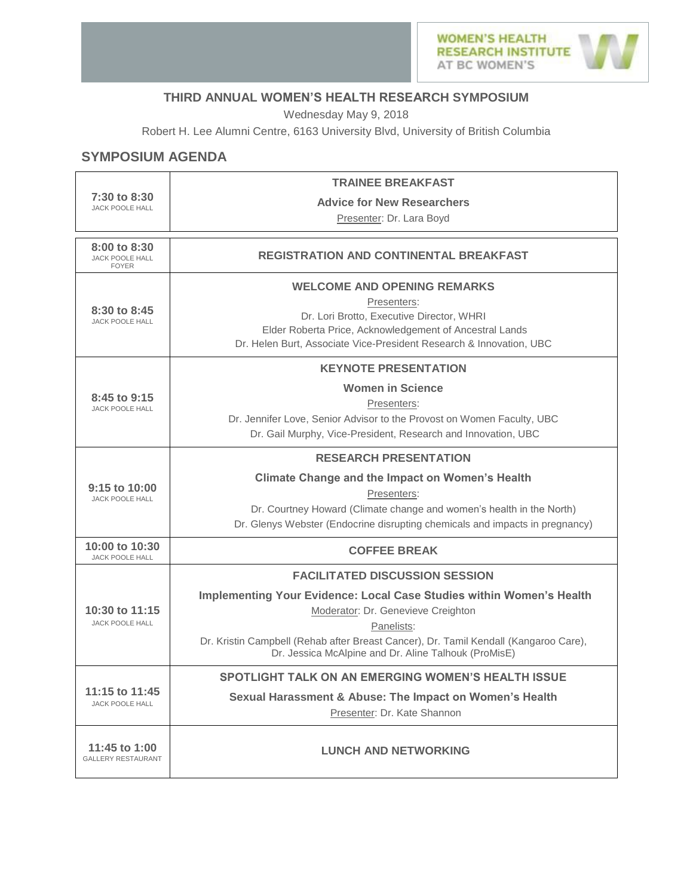WOMEN'S HEALTH RESEARCH INSTITUTE AT BC WOMEN'S

# THIRD ANNUAL WOMEN'S HEALTH RESEARCH SYMPOSIUM

Wednesday May 9, 2018

Robert H. Lee Alumni Centre, 6163 University Blvd, University of British Columbia

## SYMPOSIUM AGENDA

| Time / Location | Session |
|---|---|
| **7:30 to 8:30** JACK POOLE HALL | **TRAINEE BREAKFAST**<br>**Advice for New Researchers**<br>Presenter: Dr. Lara Boyd |
| **8:00 to 8:30** JACK POOLE HALL FOYER | **REGISTRATION AND CONTINENTAL BREAKFAST** |
| **8:30 to 8:45** JACK POOLE HALL | **WELCOME AND OPENING REMARKS**<br>Presenters:<br>Dr. Lori Brotto, Executive Director, WHRI<br>Elder Roberta Price, Acknowledgement of Ancestral Lands<br>Dr. Helen Burt, Associate Vice-President Research & Innovation, UBC |
| **8:45 to 9:15** JACK POOLE HALL | **KEYNOTE PRESENTATION**<br>**Women in Science**<br>Presenters:<br>Dr. Jennifer Love, Senior Advisor to the Provost on Women Faculty, UBC<br>Dr. Gail Murphy, Vice-President, Research and Innovation, UBC |
| **9:15 to 10:00** JACK POOLE HALL | **RESEARCH PRESENTATION**<br>**Climate Change and the Impact on Women's Health**<br>Presenters:<br>Dr. Courtney Howard (Climate change and women's health in the North)<br>Dr. Glenys Webster (Endocrine disrupting chemicals and impacts in pregnancy) |
| **10:00 to 10:30** JACK POOLE HALL | **COFFEE BREAK** |
| **10:30 to 11:15** JACK POOLE HALL | **FACILITATED DISCUSSION SESSION**<br>**Implementing Your Evidence: Local Case Studies within Women's Health**<br>Moderator: Dr. Genevieve Creighton<br>Panelists:<br>Dr. Kristin Campbell (Rehab after Breast Cancer), Dr. Tamil Kendall (Kangaroo Care), Dr. Jessica McAlpine and Dr. Aline Talhouk (ProMisE) |
| **11:15 to 11:45** JACK POOLE HALL | **SPOTLIGHT TALK ON AN EMERGING WOMEN'S HEALTH ISSUE**<br>**Sexual Harassment & Abuse: The Impact on Women's Health**<br>Presenter: Dr. Kate Shannon |
| **11:45 to 1:00** GALLERY RESTAURANT | **LUNCH AND NETWORKING** |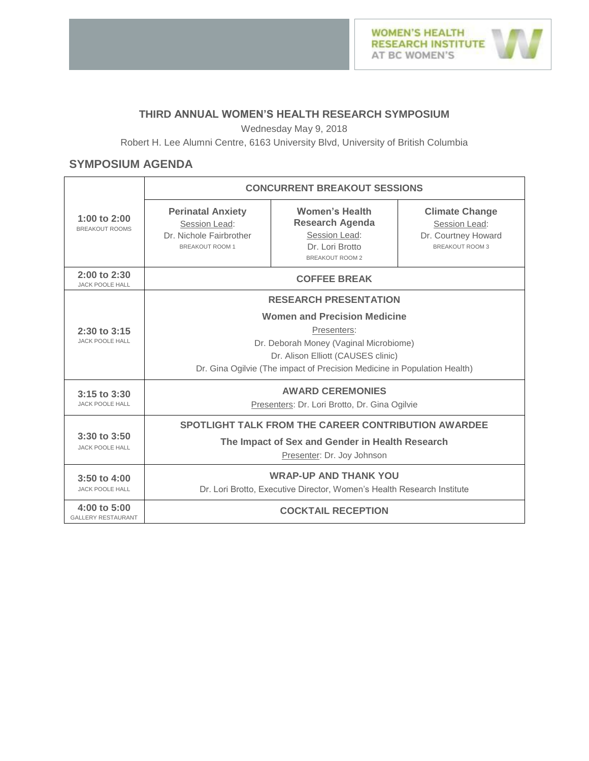WOMEN'S HEALTH RESEARCH INSTITUTE AT BC WOMEN'S

### THIRD ANNUAL WOMEN'S HEALTH RESEARCH SYMPOSIUM

Wednesday May 9, 2018

Robert H. Lee Alumni Centre, 6163 University Blvd, University of British Columbia

## SYMPOSIUM AGENDA

| | | | |
|---|---|---|---|
| | **CONCURRENT BREAKOUT SESSIONS** | | |
| **1:00 to 2:00** BREAKOUT ROOMS | **Perinatal Anxiety** Session Lead: Dr. Nichole Fairbrother BREAKOUT ROOM 1 | **Women's Health Research Agenda** Session Lead: Dr. Lori Brotto BREAKOUT ROOM 2 | **Climate Change** Session Lead: Dr. Courtney Howard BREAKOUT ROOM 3 |
| **2:00 to 2:30** JACK POOLE HALL | **COFFEE BREAK** | | |
| **2:30 to 3:15** JACK POOLE HALL | **RESEARCH PRESENTATION** **Women and Precision Medicine** Presenters: Dr. Deborah Money (Vaginal Microbiome) Dr. Alison Elliott (CAUSES clinic) Dr. Gina Ogilvie (The impact of Precision Medicine in Population Health) | | |
| **3:15 to 3:30** JACK POOLE HALL | **AWARD CEREMONIES** Presenters: Dr. Lori Brotto, Dr. Gina Ogilvie | | |
| **3:30 to 3:50** JACK POOLE HALL | **SPOTLIGHT TALK FROM THE CAREER CONTRIBUTION AWARDEE** **The Impact of Sex and Gender in Health Research** Presenter: Dr. Joy Johnson | | |
| **3:50 to 4:00** JACK POOLE HALL | **WRAP-UP AND THANK YOU** Dr. Lori Brotto, Executive Director, Women's Health Research Institute | | |
| **4:00 to 5:00** GALLERY RESTAURANT | **COCKTAIL RECEPTION** | | |